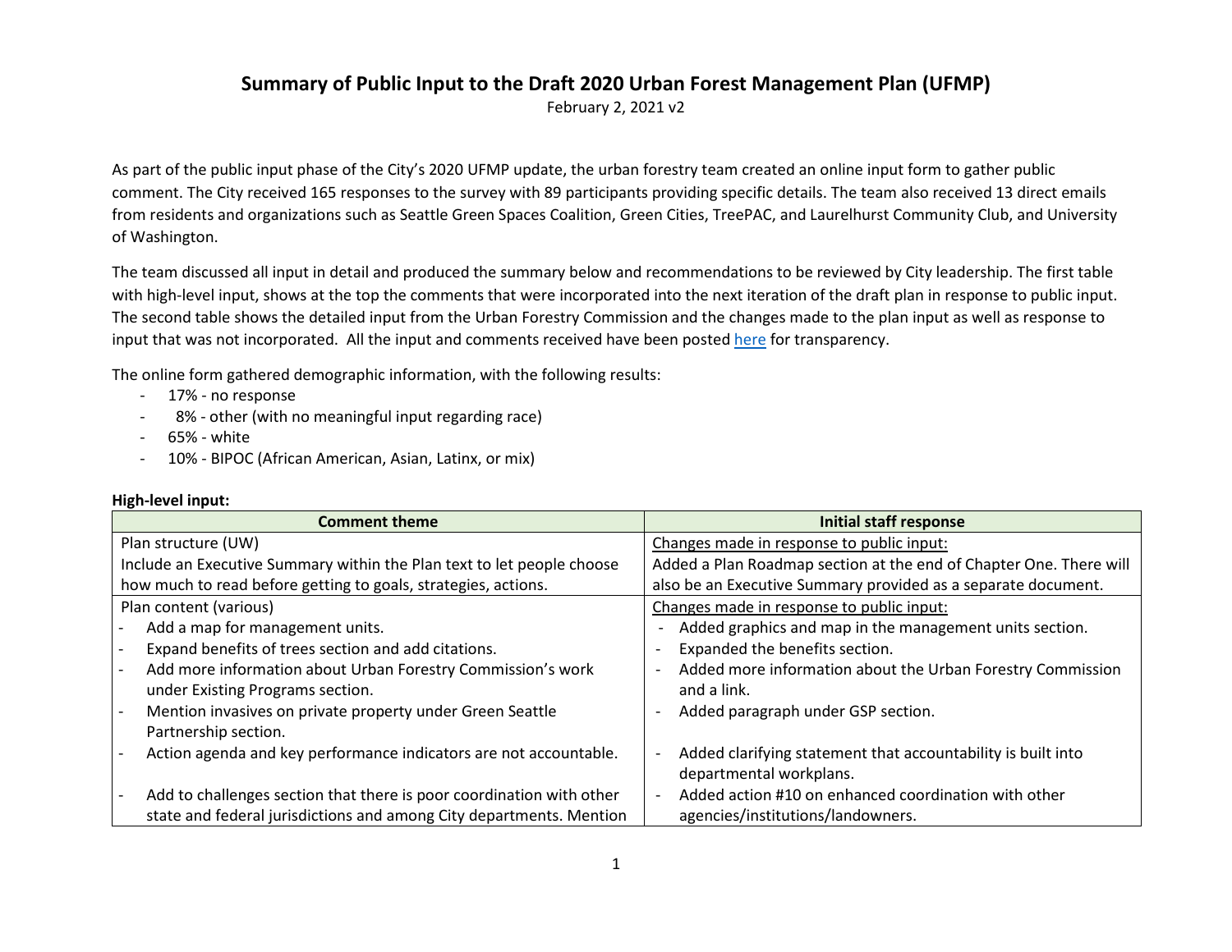# Summary of Public Input to the Draft 2020 Urban Forest Management Plan (UFMP)

February 2, 2021 v2

As part of the public input phase of the City's 2020 UFMP update, the urban forestry team created an online input form to gather public comment. The City received 165 responses to the survey with 89 participants providing specific details. The team also received 13 direct emails from residents and organizations such as Seattle Green Spaces Coalition, Green Cities, TreePAC, and Laurelhurst Community Club, and University of Washington.

The team discussed all input in detail and produced the summary below and recommendations to be reviewed by City leadership. The first table with high-level input, shows at the top the comments that were incorporated into the next iteration of the draft plan in response to public input. The second table shows the detailed input from the Urban Forestry Commission and the changes made to the plan input as well as response to input that was not incorporated. All the input and comments received have been posted [here](#) for transparency.

The online form gathered demographic information, with the following results:

- 17% - no response
- 8% - other (with no meaningful input regarding race)
- 65% - white
- 10% - BIPOC (African American, Asian, Latinx, or mix)

**High-level input:**

| Comment theme | Initial staff response |
|---|---|
| Plan structure (UW)<br>Include an Executive Summary within the Plan text to let people choose how much to read before getting to goals, strategies, actions. | <u>Changes made in response to public input:</u><br>Added a Plan Roadmap section at the end of Chapter One. There will also be an Executive Summary provided as a separate document. |
| Plan content (various)<br>- Add a map for management units.<br>- Expand benefits of trees section and add citations.<br>- Add more information about Urban Forestry Commission's work under Existing Programs section.<br>- Mention invasives on private property under Green Seattle Partnership section.<br>- Action agenda and key performance indicators are not accountable.<br>- Add to challenges section that there is poor coordination with other state and federal jurisdictions and among City departments. Mention | <u>Changes made in response to public input:</u><br>- Added graphics and map in the management units section.<br>- Expanded the benefits section.<br>- Added more information about the Urban Forestry Commission and a link.<br>- Added paragraph under GSP section.<br>- Added clarifying statement that accountability is built into departmental workplans.<br>- Added action #10 on enhanced coordination with other agencies/institutions/landowners. |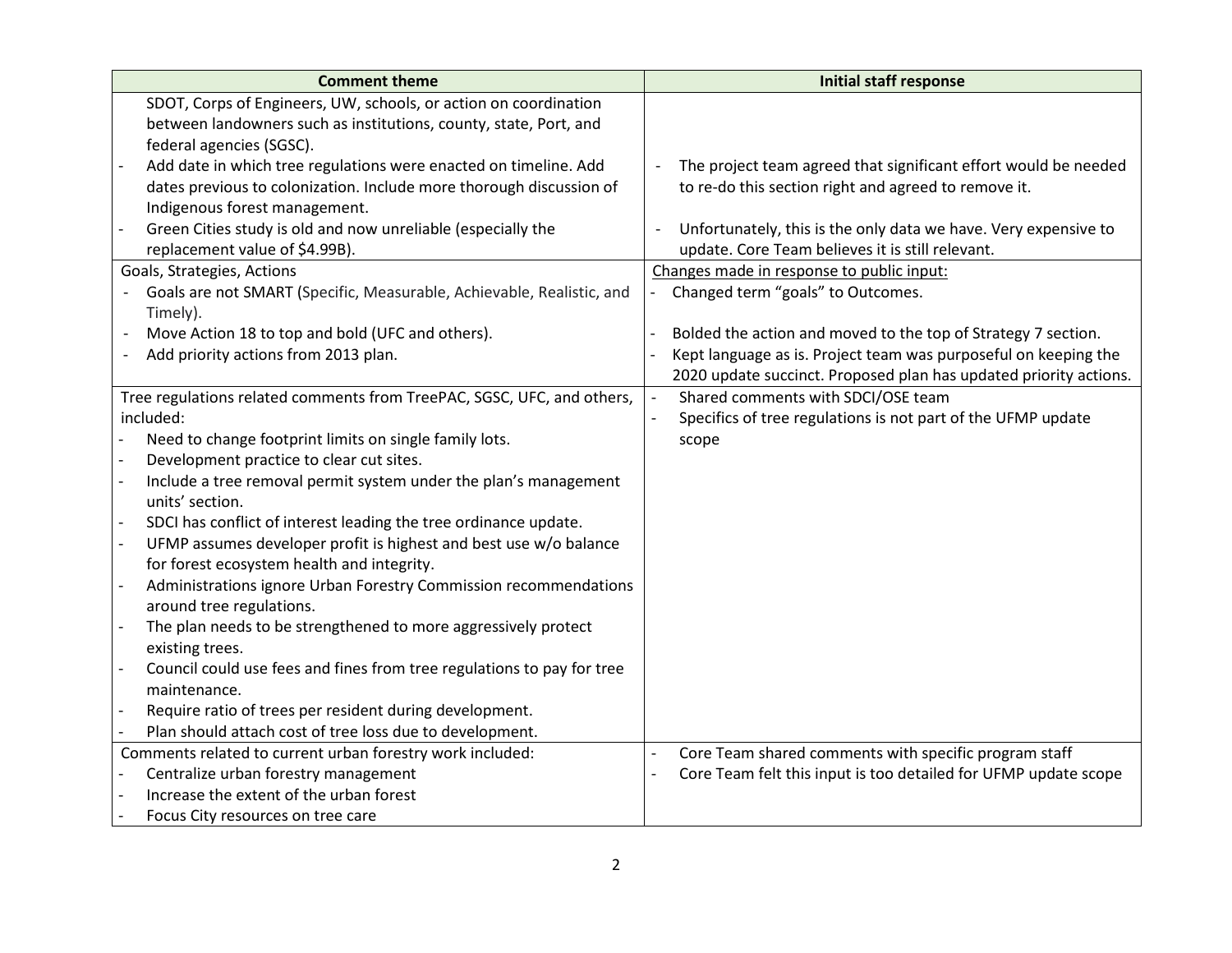| Comment theme | Initial staff response |
|---|---|
| SDOT, Corps of Engineers, UW, schools, or action on coordination between landowners such as institutions, county, state, Port, and federal agencies (SGSC).<br>- Add date in which tree regulations were enacted on timeline. Add dates previous to colonization. Include more thorough discussion of Indigenous forest management.<br>- Green Cities study is old and now unreliable (especially the replacement value of $4.99B). | - The project team agreed that significant effort would be needed to re-do this section right and agreed to remove it.<br>- Unfortunately, this is the only data we have. Very expensive to update. Core Team believes it is still relevant. |
| Goals, Strategies, Actions<br>- Goals are not SMART (Specific, Measurable, Achievable, Realistic, and Timely).<br>- Move Action 18 to top and bold (UFC and others).<br>- Add priority actions from 2013 plan. | Changes made in response to public input:<br>- Changed term "goals" to Outcomes.<br>- Bolded the action and moved to the top of Strategy 7 section.<br>- Kept language as is. Project team was purposeful on keeping the 2020 update succinct. Proposed plan has updated priority actions. |
| Tree regulations related comments from TreePAC, SGSC, UFC, and others, included:<br>- Need to change footprint limits on single family lots.<br>- Development practice to clear cut sites.<br>- Include a tree removal permit system under the plan's management units' section.<br>- SDCI has conflict of interest leading the tree ordinance update.<br>- UFMP assumes developer profit is highest and best use w/o balance for forest ecosystem health and integrity.<br>- Administrations ignore Urban Forestry Commission recommendations around tree regulations.<br>- The plan needs to be strengthened to more aggressively protect existing trees.<br>- Council could use fees and fines from tree regulations to pay for tree maintenance.<br>- Require ratio of trees per resident during development.<br>- Plan should attach cost of tree loss due to development. | - Shared comments with SDCI/OSE team<br>- Specifics of tree regulations is not part of the UFMP update scope |
| Comments related to current urban forestry work included:<br>- Centralize urban forestry management<br>- Increase the extent of the urban forest<br>- Focus City resources on tree care | - Core Team shared comments with specific program staff<br>- Core Team felt this input is too detailed for UFMP update scope |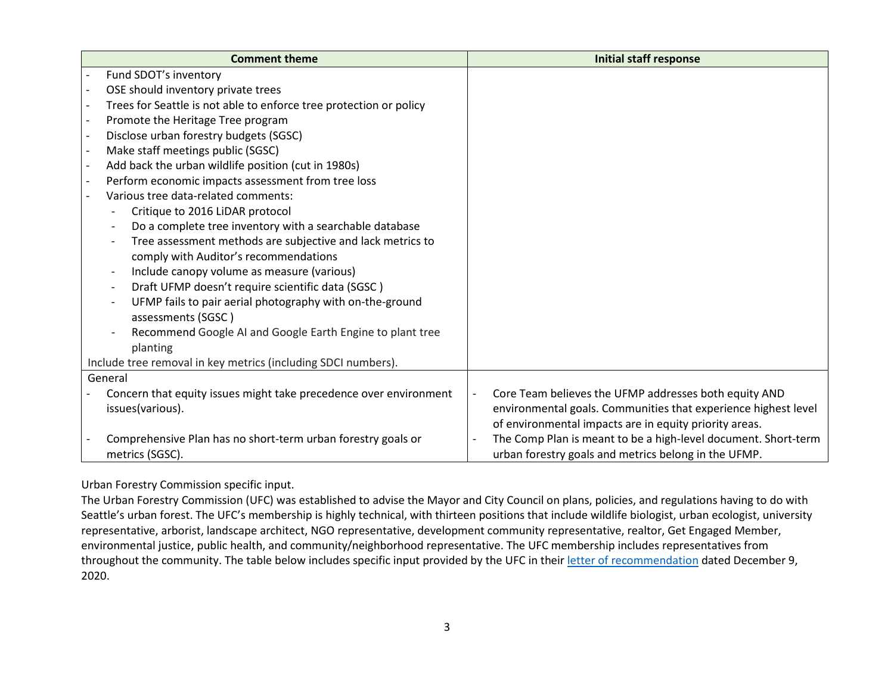| Comment theme | Initial staff response |
|---|---|
| - Fund SDOT's inventory<br>- OSE should inventory private trees<br>- Trees for Seattle is not able to enforce tree protection or policy<br>- Promote the Heritage Tree program<br>- Disclose urban forestry budgets (SGSC)<br>- Make staff meetings public (SGSC)<br>- Add back the urban wildlife position (cut in 1980s)<br>- Perform economic impacts assessment from tree loss<br>- Various tree data-related comments:<br>&nbsp;&nbsp;&nbsp;&nbsp;- Critique to 2016 LiDAR protocol<br>&nbsp;&nbsp;&nbsp;&nbsp;- Do a complete tree inventory with a searchable database<br>&nbsp;&nbsp;&nbsp;&nbsp;- Tree assessment methods are subjective and lack metrics to comply with Auditor's recommendations<br>&nbsp;&nbsp;&nbsp;&nbsp;- Include canopy volume as measure (various)<br>&nbsp;&nbsp;&nbsp;&nbsp;- Draft UFMP doesn't require scientific data (SGSC )<br>&nbsp;&nbsp;&nbsp;&nbsp;- UFMP fails to pair aerial photography with on-the-ground assessments (SGSC )<br>&nbsp;&nbsp;&nbsp;&nbsp;- Recommend Google AI and Google Earth Engine to plant tree planting<br>Include tree removal in key metrics (including SDCI numbers). | |
| General<br>- Concern that equity issues might take precedence over environment issues(various).<br><br>- Comprehensive Plan has no short-term urban forestry goals or metrics (SGSC). | <br>- Core Team believes the UFMP addresses both equity AND environmental goals. Communities that experience highest level of environmental impacts are in equity priority areas.<br>- The Comp Plan is meant to be a high-level document. Short-term urban forestry goals and metrics belong in the UFMP. |

Urban Forestry Commission specific input.

The Urban Forestry Commission (UFC) was established to advise the Mayor and City Council on plans, policies, and regulations having to do with Seattle's urban forest. The UFC's membership is highly technical, with thirteen positions that include wildlife biologist, urban ecologist, university representative, arborist, landscape architect, NGO representative, development community representative, realtor, Get Engaged Member, environmental justice, public health, and community/neighborhood representative. The UFC membership includes representatives from throughout the community. The table below includes specific input provided by the UFC in their letter of recommendation dated December 9, 2020.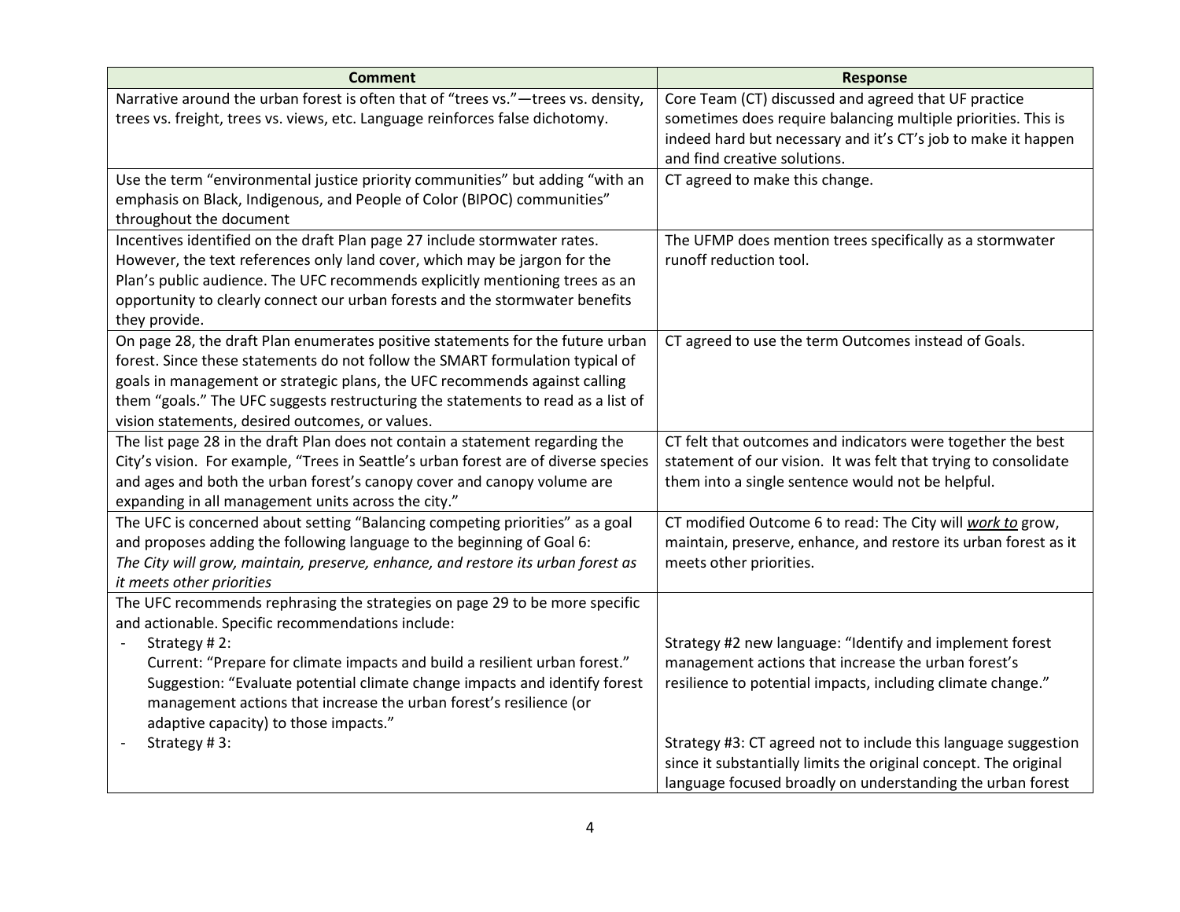| Comment | Response |
|---|---|
| Narrative around the urban forest is often that of "trees vs."—trees vs. density, trees vs. freight, trees vs. views, etc. Language reinforces false dichotomy. | Core Team (CT) discussed and agreed that UF practice sometimes does require balancing multiple priorities. This is indeed hard but necessary and it's CT's job to make it happen and find creative solutions. |
| Use the term "environmental justice priority communities" but adding "with an emphasis on Black, Indigenous, and People of Color (BIPOC) communities" throughout the document | CT agreed to make this change. |
| Incentives identified on the draft Plan page 27 include stormwater rates. However, the text references only land cover, which may be jargon for the Plan's public audience. The UFC recommends explicitly mentioning trees as an opportunity to clearly connect our urban forests and the stormwater benefits they provide. | The UFMP does mention trees specifically as a stormwater runoff reduction tool. |
| On page 28, the draft Plan enumerates positive statements for the future urban forest. Since these statements do not follow the SMART formulation typical of goals in management or strategic plans, the UFC recommends against calling them "goals." The UFC suggests restructuring the statements to read as a list of vision statements, desired outcomes, or values. | CT agreed to use the term Outcomes instead of Goals. |
| The list page 28 in the draft Plan does not contain a statement regarding the City's vision. For example, "Trees in Seattle's urban forest are of diverse species and ages and both the urban forest's canopy cover and canopy volume are expanding in all management units across the city." | CT felt that outcomes and indicators were together the best statement of our vision. It was felt that trying to consolidate them into a single sentence would not be helpful. |
| The UFC is concerned about setting "Balancing competing priorities" as a goal and proposes adding the following language to the beginning of Goal 6: *The City will grow, maintain, preserve, enhance, and restore its urban forest as it meets other priorities* | CT modified Outcome 6 to read: The City will ***work to*** grow, maintain, preserve, enhance, and restore its urban forest as it meets other priorities. |
| The UFC recommends rephrasing the strategies on page 29 to be more specific and actionable. Specific recommendations include:<br>- Strategy # 2:<br>Current: "Prepare for climate impacts and build a resilient urban forest."<br>Suggestion: "Evaluate potential climate change impacts and identify forest management actions that increase the urban forest's resilience (or adaptive capacity) to those impacts."<br>- Strategy # 3: | Strategy #2 new language: "Identify and implement forest management actions that increase the urban forest's resilience to potential impacts, including climate change."<br><br>Strategy #3: CT agreed not to include this language suggestion since it substantially limits the original concept. The original language focused broadly on understanding the urban forest |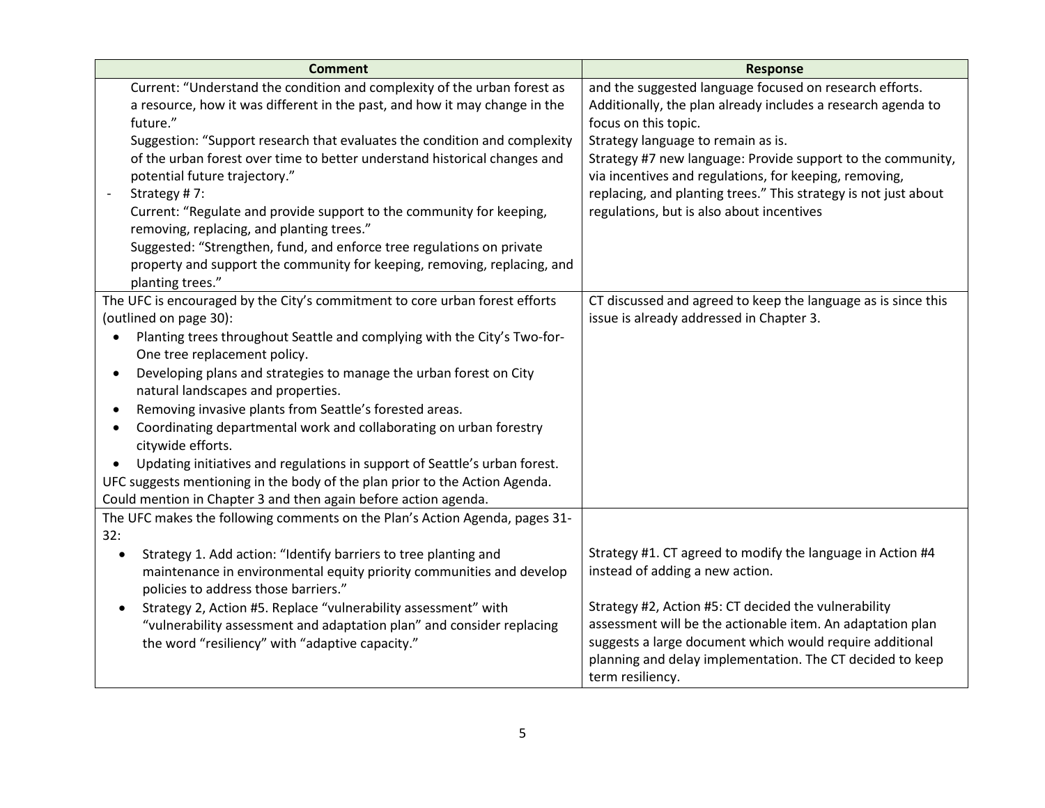| Comment | Response |
| --- | --- |
| Current: "Understand the condition and complexity of the urban forest as a resource, how it was different in the past, and how it may change in the future."<br>Suggestion: "Support research that evaluates the condition and complexity of the urban forest over time to better understand historical changes and potential future trajectory."<br>- Strategy # 7:<br>Current: "Regulate and provide support to the community for keeping, removing, replacing, and planting trees."<br>Suggested: "Strengthen, fund, and enforce tree regulations on private property and support the community for keeping, removing, replacing, and planting trees." | and the suggested language focused on research efforts. Additionally, the plan already includes a research agenda to focus on this topic.<br>Strategy language to remain as is.<br>Strategy #7 new language: Provide support to the community, via incentives and regulations, for keeping, removing, replacing, and planting trees." This strategy is not just about regulations, but is also about incentives |
| The UFC is encouraged by the City's commitment to core urban forest efforts (outlined on page 30):<br>• Planting trees throughout Seattle and complying with the City's Two-for-One tree replacement policy.<br>• Developing plans and strategies to manage the urban forest on City natural landscapes and properties.<br>• Removing invasive plants from Seattle's forested areas.<br>• Coordinating departmental work and collaborating on urban forestry citywide efforts.<br>• Updating initiatives and regulations in support of Seattle's urban forest.<br>UFC suggests mentioning in the body of the plan prior to the Action Agenda. Could mention in Chapter 3 and then again before action agenda. | CT discussed and agreed to keep the language as is since this issue is already addressed in Chapter 3. |
| The UFC makes the following comments on the Plan's Action Agenda, pages 31-32:<br>• Strategy 1. Add action: "Identify barriers to tree planting and maintenance in environmental equity priority communities and develop policies to address those barriers."<br>• Strategy 2, Action #5. Replace "vulnerability assessment" with "vulnerability assessment and adaptation plan" and consider replacing the word "resiliency" with "adaptive capacity." | Strategy #1. CT agreed to modify the language in Action #4 instead of adding a new action.<br><br>Strategy #2, Action #5: CT decided the vulnerability assessment will be the actionable item. An adaptation plan suggests a large document which would require additional planning and delay implementation. The CT decided to keep term resiliency. |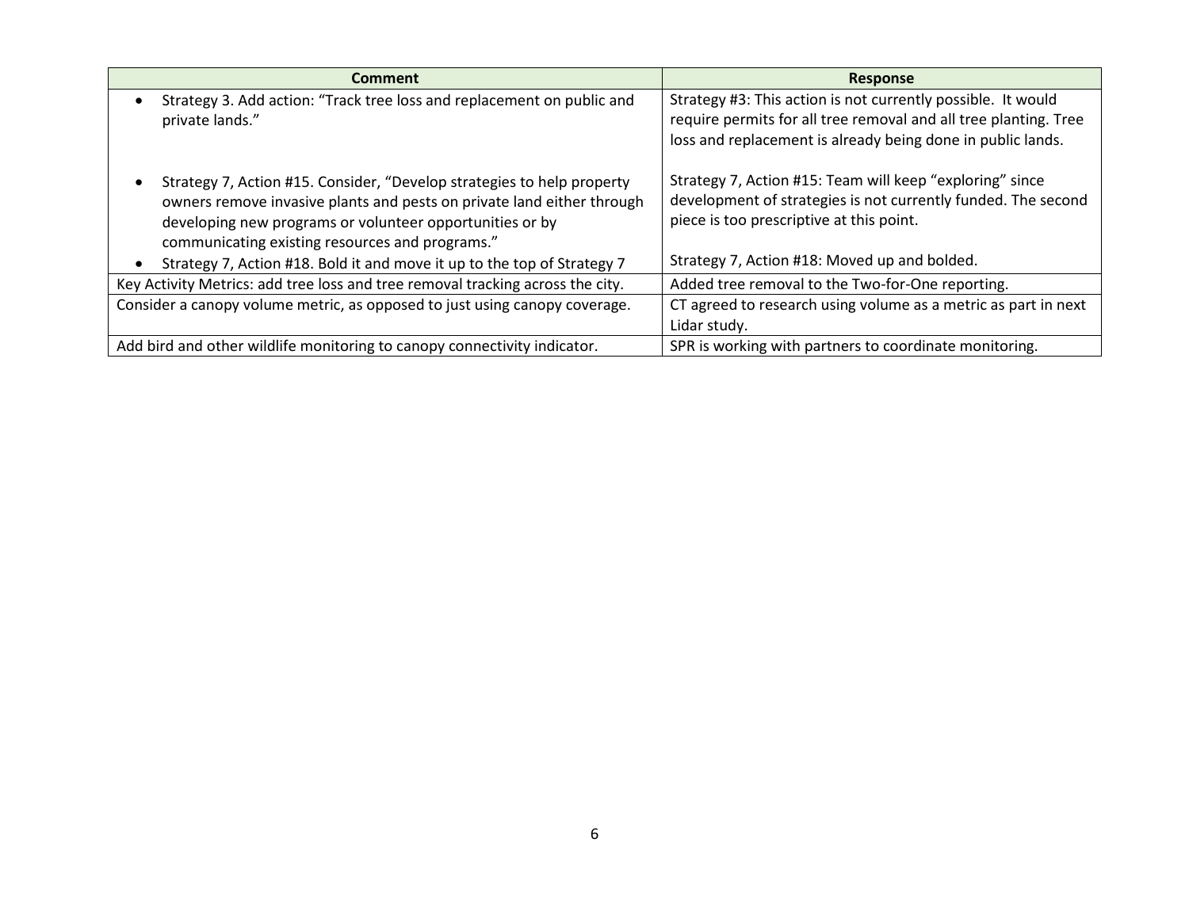| Comment | Response |
|---|---|
| • Strategy 3. Add action: "Track tree loss and replacement on public and private lands."<br><br>• Strategy 7, Action #15. Consider, "Develop strategies to help property owners remove invasive plants and pests on private land either through developing new programs or volunteer opportunities or by communicating existing resources and programs."<br>• Strategy 7, Action #18. Bold it and move it up to the top of Strategy 7 | Strategy #3: This action is not currently possible. It would require permits for all tree removal and all tree planting. Tree loss and replacement is already being done in public lands.<br><br>Strategy 7, Action #15: Team will keep "exploring" since development of strategies is not currently funded. The second piece is too prescriptive at this point.<br><br>Strategy 7, Action #18: Moved up and bolded. |
| Key Activity Metrics: add tree loss and tree removal tracking across the city. | Added tree removal to the Two-for-One reporting. |
| Consider a canopy volume metric, as opposed to just using canopy coverage. | CT agreed to research using volume as a metric as part in next Lidar study. |
| Add bird and other wildlife monitoring to canopy connectivity indicator. | SPR is working with partners to coordinate monitoring. |